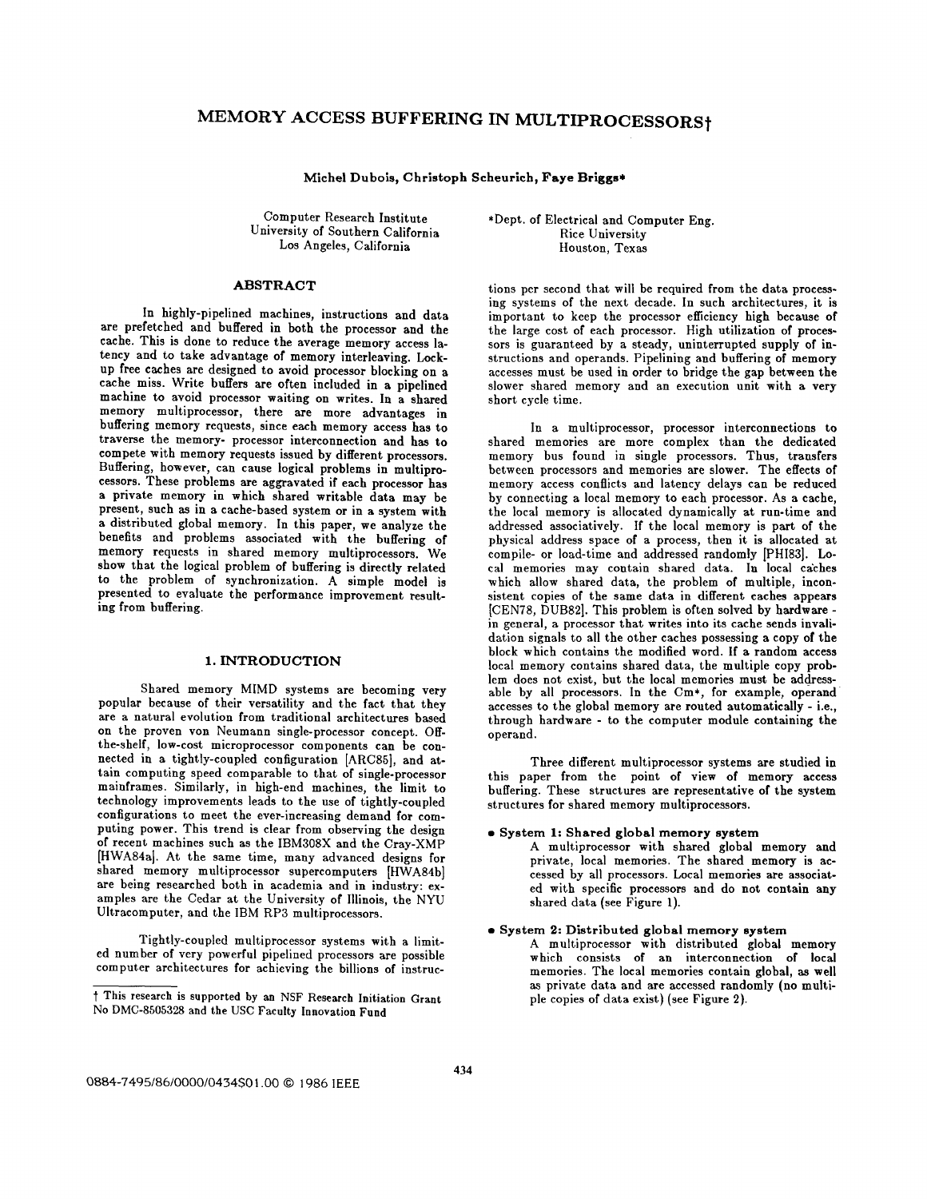# MEMORY ACCESS BUFFERING IN MULTIPROCESSORS†

**Michel Dubois, Christoph Scheurich, Faye Briggs***

Computer Research Institute
University of Southern California
Los Angeles, California

*Dept. of Electrical and Computer Eng.
Rice University
Houston, Texas

## ABSTRACT

In highly-pipelined machines, instructions and data are prefetched and buffered in both the processor and the cache. This is done to reduce the average memory access latency and to take advantage of memory interleaving. Lock-up free caches are designed to avoid processor blocking on a cache miss. Write buffers are often included in a pipelined machine to avoid processor waiting on writes. In a shared memory multiprocessor, there are more advantages in buffering memory requests, since each memory access has to traverse the memory- processor interconnection and has to compete with memory requests issued by different processors. Buffering, however, can cause logical problems in multiprocessors. These problems are aggravated if each processor has a private memory in which shared writable data may be present, such as in a cache-based system or in a system with a distributed global memory. In this paper, we analyze the benefits and problems associated with the buffering of memory requests in shared memory multiprocessors. We show that the logical problem of buffering is directly related to the problem of synchronization. A simple model is presented to evaluate the performance improvement resulting from buffering.

## 1. INTRODUCTION

Shared memory MIMD systems are becoming very popular because of their versatility and the fact that they are a natural evolution from traditional architectures based on the proven von Neumann single-processor concept. Off-the-shelf, low-cost microprocessor components can be connected in a tightly-coupled configuration [ARC85], and attain computing speed comparable to that of single-processor mainframes. Similarly, in high-end machines, the limit to technology improvements leads to the use of tightly-coupled configurations to meet the ever-increasing demand for computing power. This trend is clear from observing the design of recent machines such as the IBM308X and the Cray-XMP [HWA84a]. At the same time, many advanced designs for shared memory multiprocessor supercomputers [HWA84b] are being researched both in academia and in industry: examples are the Cedar at the University of Illinois, the NYU Ultracomputer, and the IBM RP3 multiprocessors.

Tightly-coupled multiprocessor systems with a limited number of very powerful pipelined processors are possible computer architectures for achieving the billions of instructions per second that will be required from the data processing systems of the next decade. In such architectures, it is important to keep the processor efficiency high because of the large cost of each processor. High utilization of processors is guaranteed by a steady, uninterrupted supply of instructions and operands. Pipelining and buffering of memory accesses must be used in order to bridge the gap between the slower shared memory and an execution unit with a very short cycle time.

In a multiprocessor, processor interconnections to shared memories are more complex than the dedicated memory bus found in single processors. Thus, transfers between processors and memories are slower. The effects of memory access conflicts and latency delays can be reduced by connecting a local memory to each processor. As a cache, the local memory is allocated dynamically at run-time and addressed associatively. If the local memory is part of the physical address space of a process, then it is allocated at compile- or load-time and addressed randomly [PHI83]. Local memories may contain shared data. In local caches which allow shared data, the problem of multiple, inconsistent copies of the same data in different caches appears [CEN78, DUB82]. This problem is often solved by hardware - in general, a processor that writes into its cache sends invalidation signals to all the other caches possessing a copy of the block which contains the modified word. If a random access local memory contains shared data, the multiple copy problem does not exist, but the local memories must be addressable by all processors. In the Cm*, for example, operand accesses to the global memory are routed automatically - i.e., through hardware - to the computer module containing the operand.

Three different multiprocessor systems are studied in this paper from the point of view of memory access buffering. These structures are representative of the system structures for shared memory multiprocessors.

- **System 1: Shared global memory system**
  A multiprocessor with shared global memory and private, local memories. The shared memory is accessed by all processors. Local memories are associated with specific processors and do not contain any shared data (see Figure 1).

- **System 2: Distributed global memory system**
  A multiprocessor with distributed global memory which consists of an interconnection of local memories. The local memories contain global, as well as private data and are accessed randomly (no multiple copies of data exist) (see Figure 2).

† This research is supported by an NSF Research Initiation Grant No DMC-8505328 and the USC Faculty Innovation Fund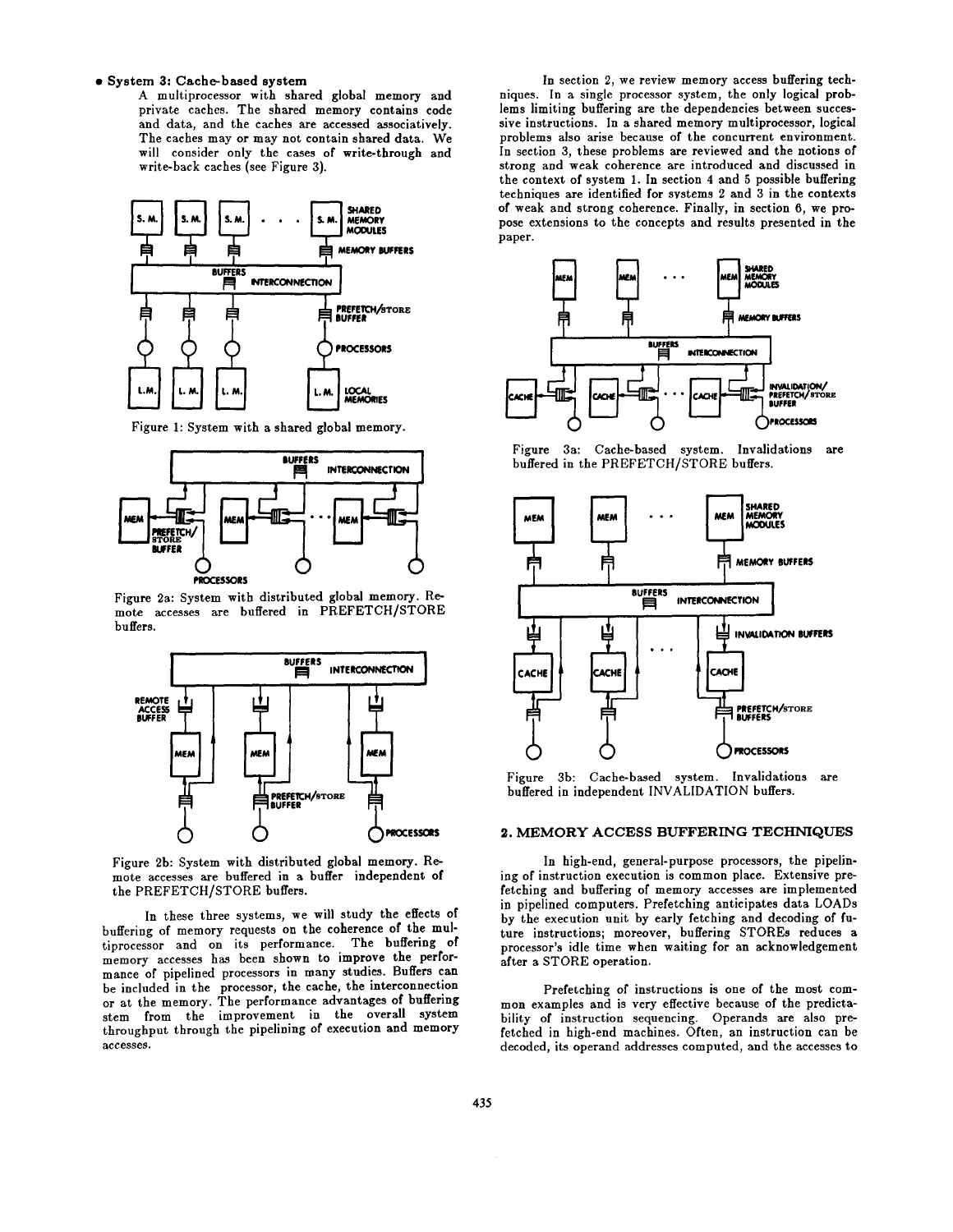- **System 3: Cache-based system**

  A multiprocessor with shared global memory and private caches. The shared memory contains code and data, and the caches are accessed associatively. The caches may or may not contain shared data. We will consider only the cases of write-through and write-back caches (see Figure 3).

Figure 1: System with a shared global memory.

Figure 2a: System with distributed global memory. Remote accesses are buffered in PREFETCH/STORE buffers.

Figure 2b: System with distributed global memory. Remote accesses are buffered in a buffer independent of the PREFETCH/STORE buffers.

In these three systems, we will study the effects of buffering of memory requests on the coherence of the multiprocessor and on its performance. The buffering of memory accesses has been shown to improve the performance of pipelined processors in many studies. Buffers can be included in the processor, the cache, the interconnection or at the memory. The performance advantages of buffering stem from the improvement in the overall system throughput through the pipelining of execution and memory accesses.

In section 2, we review memory access buffering techniques. In a single processor system, the only logical problems limiting buffering are the dependencies between successive instructions. In a shared memory multiprocessor, logical problems also arise because of the concurrent environment. In section 3, these problems are reviewed and the notions of strong and weak coherence are introduced and discussed in the context of system 1. In section 4 and 5 possible buffering techniques are identified for systems 2 and 3 in the contexts of weak and strong coherence. Finally, in section 6, we propose extensions to the concepts and results presented in the paper.

Figure 3a: Cache-based system. Invalidations are buffered in the PREFETCH/STORE buffers.

Figure 3b: Cache-based system. Invalidations are buffered in independent INVALIDATION buffers.

## 2. MEMORY ACCESS BUFFERING TECHNIQUES

In high-end, general-purpose processors, the pipelining of instruction execution is common place. Extensive prefetching and buffering of memory accesses are implemented in pipelined computers. Prefetching anticipates data LOADs by the execution unit by early fetching and decoding of future instructions; moreover, buffering STOREs reduces a processor's idle time when waiting for an acknowledgement after a STORE operation.

Prefetching of instructions is one of the most common examples and is very effective because of the predictability of instruction sequencing. Operands are also prefetched in high-end machines. Often, an instruction can be decoded, its operand addresses computed, and the accesses to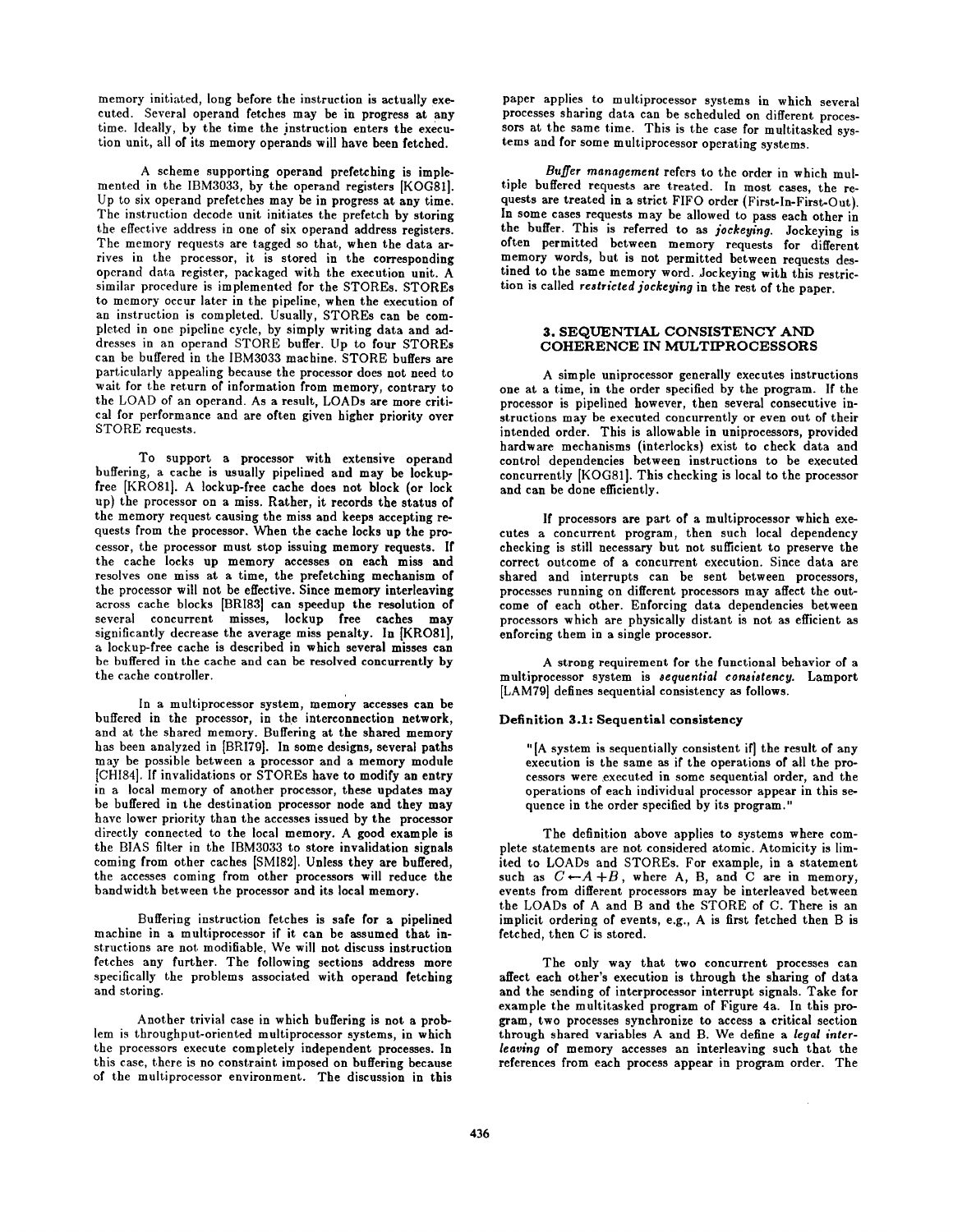memory initiated, long before the instruction is actually executed. Several operand fetches may be in progress at any time. Ideally, by the time the instruction enters the execution unit, all of its memory operands will have been fetched.

A scheme supporting operand prefetching is implemented in the IBM3033, by the operand registers [KOG81]. Up to six operand prefetches may be in progress at any time. The instruction decode unit initiates the prefetch by storing the effective address in one of six operand address registers. The memory requests are tagged so that, when the data arrives in the processor, it is stored in the corresponding operand data register, packaged with the execution unit. A similar procedure is implemented for the STOREs. STOREs to memory occur later in the pipeline, when the execution of an instruction is completed. Usually, STOREs can be completed in one pipeline cycle, by simply writing data and addresses in an operand STORE buffer. Up to four STOREs can be buffered in the IBM3033 machine. STORE buffers are particularly appealing because the processor does not need to wait for the return of information from memory, contrary to the LOAD of an operand. As a result, LOADs are more critical for performance and are often given higher priority over STORE requests.

To support a processor with extensive operand buffering, a cache is usually pipelined and may be lockup-free [KRO81]. A lockup-free cache does not block (or lock up) the processor on a miss. Rather, it records the status of the memory request causing the miss and keeps accepting requests from the processor. When the cache locks up the processor, the processor must stop issuing memory requests. If the cache locks up memory accesses on each miss and resolves one miss at a time, the prefetching mechanism of the processor will not be effective. Since memory interleaving across cache blocks [BRI83] can speedup the resolution of several concurrent misses, lockup free caches may significantly decrease the average miss penalty. In [KRO81], a lockup-free cache is described in which several misses can be buffered in the cache and can be resolved concurrently by the cache controller.

In a multiprocessor system, memory accesses can be buffered in the processor, in the interconnection network, and at the shared memory. Buffering at the shared memory has been analyzed in [BRI79]. In some designs, several paths may be possible between a processor and a memory module [CHI84]. If invalidations or STOREs have to modify an entry in a local memory of another processor, these updates may be buffered in the destination processor node and they may have lower priority than the accesses issued by the processor directly connected to the local memory. A good example is the BIAS filter in the IBM3033 to store invalidation signals coming from other caches [SMI82]. Unless they are buffered, the accesses coming from other processors will reduce the bandwidth between the processor and its local memory.

Buffering instruction fetches is safe for a pipelined machine in a multiprocessor if it can be assumed that instructions are not modifiable, We will not discuss instruction fetches any further. The following sections address more specifically the problems associated with operand fetching and storing.

Another trivial case in which buffering is not a problem is throughput-oriented multiprocessor systems, in which the processors execute completely independent processes. In this case, there is no constraint imposed on buffering because of the multiprocessor environment. The discussion in this paper applies to multiprocessor systems in which several processes sharing data can be scheduled on different processors at the same time. This is the case for multitasked systems and for some multiprocessor operating systems.

*Buffer management* refers to the order in which multiple buffered requests are treated. In most cases, the requests are treated in a strict FIFO order (First-In-First-Out). In some cases requests may be allowed to pass each other in the buffer. This is referred to as *jockeying*. Jockeying is often permitted between memory requests for different memory words, but is not permitted between requests destined to the same memory word. Jockeying with this restriction is called *restricted jockeying* in the rest of the paper.

## 3. SEQUENTIAL CONSISTENCY AND COHERENCE IN MULTIPROCESSORS

A simple uniprocessor generally executes instructions one at a time, in the order specified by the program. If the processor is pipelined however, then several consecutive instructions may be executed concurrently or even out of their intended order. This is allowable in uniprocessors, provided hardware mechanisms (interlocks) exist to check data and control dependencies between instructions to be executed concurrently [KOG81]. This checking is local to the processor and can be done efficiently.

If processors are part of a multiprocessor which executes a concurrent program, then such local dependency checking is still necessary but not sufficient to preserve the correct outcome of a concurrent execution. Since data are shared and interrupts can be sent between processors, processes running on different processors may affect the outcome of each other. Enforcing data dependencies between processors which are physically distant is not as efficient as enforcing them in a single processor.

A strong requirement for the functional behavior of a multiprocessor system is *sequential consistency*. Lamport [LAM79] defines sequential consistency as follows.

**Definition 3.1: Sequential consistency**

> "[A system is sequentially consistent if] the result of any execution is the same as if the operations of all the processors were executed in some sequential order, and the operations of each individual processor appear in this sequence in the order specified by its program."

The definition above applies to systems where complete statements are not considered atomic. Atomicity is limited to LOADs and STOREs. For example, in a statement such as $C \leftarrow A + B$, where A, B, and C are in memory, events from different processors may be interleaved between the LOADs of A and B and the STORE of C. There is an implicit ordering of events, e.g., A is first fetched then B is fetched, then C is stored.

The only way that two concurrent processes can affect each other's execution is through the sharing of data and the sending of interprocessor interrupt signals. Take for example the multitasked program of Figure 4a. In this program, two processes synchronize to access a critical section through shared variables A and B. We define a *legal interleaving* of memory accesses an interleaving such that the references from each process appear in program order. The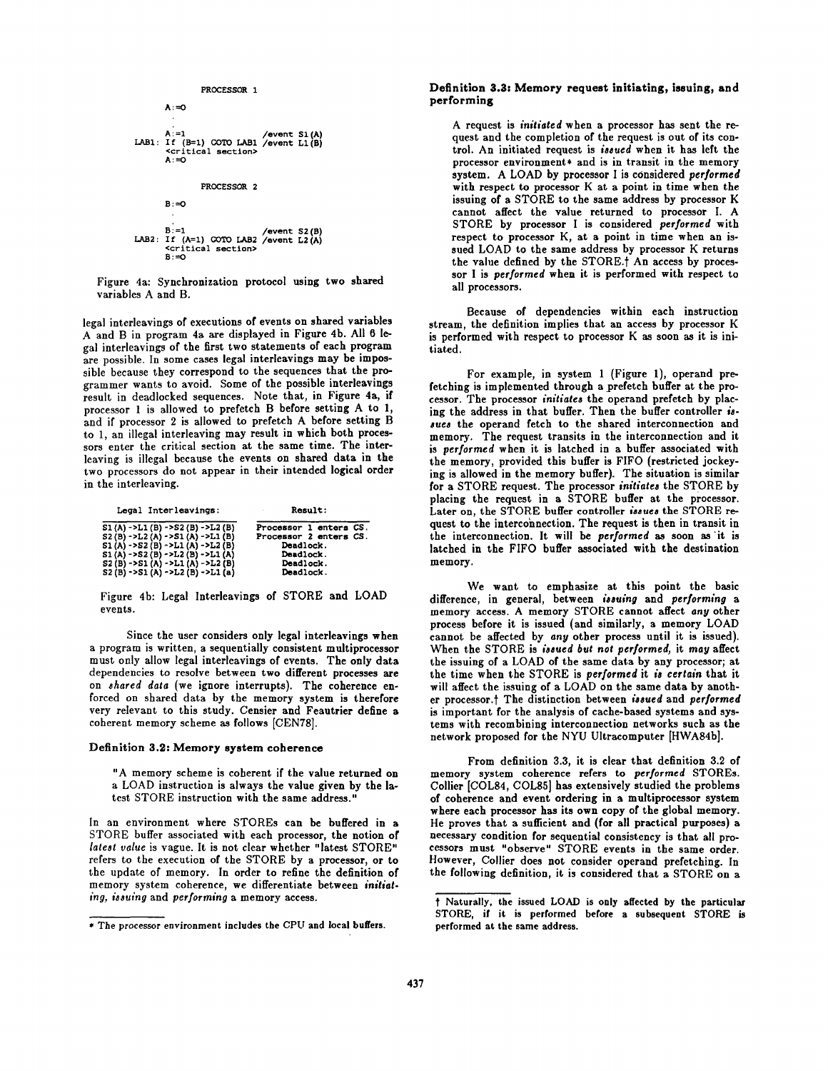```
         PROCESSOR 1

      A:=0
       .
       .
      A:=1                  /event S1(A)
LAB1: If (B=1) GOTO LAB1    /event L1(B)
      <critical section>
      A:=0

         PROCESSOR 2

      B:=0
       .
       .
      B:=1                  /event S2(B)
LAB2: If (A=1) GOTO LAB2    /event L2(A)
      <critical section>
      B:=0
```

Figure 4a: Synchronization protocol using two shared variables A and B.

legal interleavings of executions of events on shared variables A and B in program 4a are displayed in Figure 4b. All 6 legal interleavings of the first two statements of each program are possible. In some cases legal interleavings may be impossible because they correspond to the sequences that the programmer wants to avoid. Some of the possible interleavings result in deadlocked sequences. Note that, in Figure 4a, if processor 1 is allowed to prefetch B before setting A to 1, and if processor 2 is allowed to prefetch A before setting B to 1, an illegal interleaving may result in which both processors enter the critical section at the same time. The interleaving is illegal because the events on shared data in the two processors do not appear in their intended logical order in the interleaving.

| Legal Interleavings: | Result: |
|---|---|
| S1(A)->L1(B)->S2(B)->L2(B) | Processor 1 enters CS. |
| S2(B)->L2(A)->S1(A)->L1(B) | Processor 2 enters CS. |
| S1(A)->S2(B)->L1(A)->L2(B) | Deadlock. |
| S1(A)->S2(B)->L2(B)->L1(A) | Deadlock. |
| S2(B)->S1(A)->L1(A)->L2(B) | Deadlock. |
| S2(B)->S1(A)->L2(B)->L1(a) | Deadlock. |

Figure 4b: Legal Interleavings of STORE and LOAD events.

Since the user considers only legal interleavings when a program is written, a sequentially consistent multiprocessor must only allow legal interleavings of events. The only data dependencies to resolve between two different processes are on *shared data* (we ignore interrupts). The coherence enforced on shared data by the memory system is therefore very relevant to this study. Censier and Feautrier define a coherent memory scheme as follows [CEN78].

#### Definition 3.2: Memory system coherence

> "A memory scheme is coherent if the value returned on a LOAD instruction is always the value given by the latest STORE instruction with the same address."

In an environment where STOREs can be buffered in a STORE buffer associated with each processor, the notion of *latest value* is vague. It is not clear whether "latest STORE" refers to the execution of the STORE by a processor, or to the update of memory. In order to refine the definition of memory system coherence, we differentiate between *initiating, issuing* and *performing* a memory access.

#### Definition 3.3: Memory request initiating, issuing, and performing

> A request is *initiated* when a processor has sent the request and the completion of the request is out of its control. An initiated request is *issued* when it has left the processor environment* and is in transit in the memory system. A LOAD by processor I is considered *performed* with respect to processor K at a point in time when the issuing of a STORE to the same address by processor K cannot affect the value returned to processor I. A STORE by processor I is considered *performed* with respect to processor K, at a point in time when an issued LOAD to the same address by processor K returns the value defined by the STORE.† An access by processor I is *performed* when it is performed with respect to all processors.

Because of dependencies within each instruction stream, the definition implies that an access by processor K is performed with respect to processor K as soon as it is initiated.

For example, in system 1 (Figure 1), operand prefetching is implemented through a prefetch buffer at the processor. The processor *initiates* the operand prefetch by placing the address in that buffer. Then the buffer controller *issues* the operand fetch to the shared interconnection and memory. The request transits in the interconnection and it is *performed* when it is latched in a buffer associated with the memory, provided this buffer is FIFO (restricted jockeying is allowed in the memory buffer). The situation is similar for a STORE request. The processor *initiates* the STORE by placing the request in a STORE buffer at the processor. Later on, the STORE buffer controller *issues* the STORE request to the interconnection. The request is then in transit in the interconnection. It will be *performed* as soon as it is latched in the FIFO buffer associated with the destination memory.

We want to emphasize at this point the basic difference, in general, between *issuing* and *performing* a memory access. A memory STORE cannot affect *any* other process before it is issued (and similarly, a memory LOAD cannot be affected by *any* other process until it is issued). When the STORE is *issued but not performed*, it *may* affect the issuing of a LOAD of the same data by any processor; at the time when the STORE is *performed* it *is certain* that it will affect the issuing of a LOAD on the same data by another processor.† The distinction between *issued* and *performed* is important for the analysis of cache-based systems and systems with recombining interconnection networks such as the network proposed for the NYU Ultracomputer [HWA84b].

From definition 3.3, it is clear that definition 3.2 of memory system coherence refers to *performed* STOREs. Collier [COL84, COL85] has extensively studied the problems of coherence and event ordering in a multiprocessor system where each processor has its own copy of the global memory. He proves that a sufficient and (for all practical purposes) a necessary condition for sequential consistency is that all processors must "observe" STORE events in the same order. However, Collier does not consider operand prefetching. In the following definition, it is considered that a STORE on a

---

* The processor environment includes the CPU and local buffers.

† Naturally, the issued LOAD is only affected by the particular STORE, if it is performed before a subsequent STORE is performed at the same address.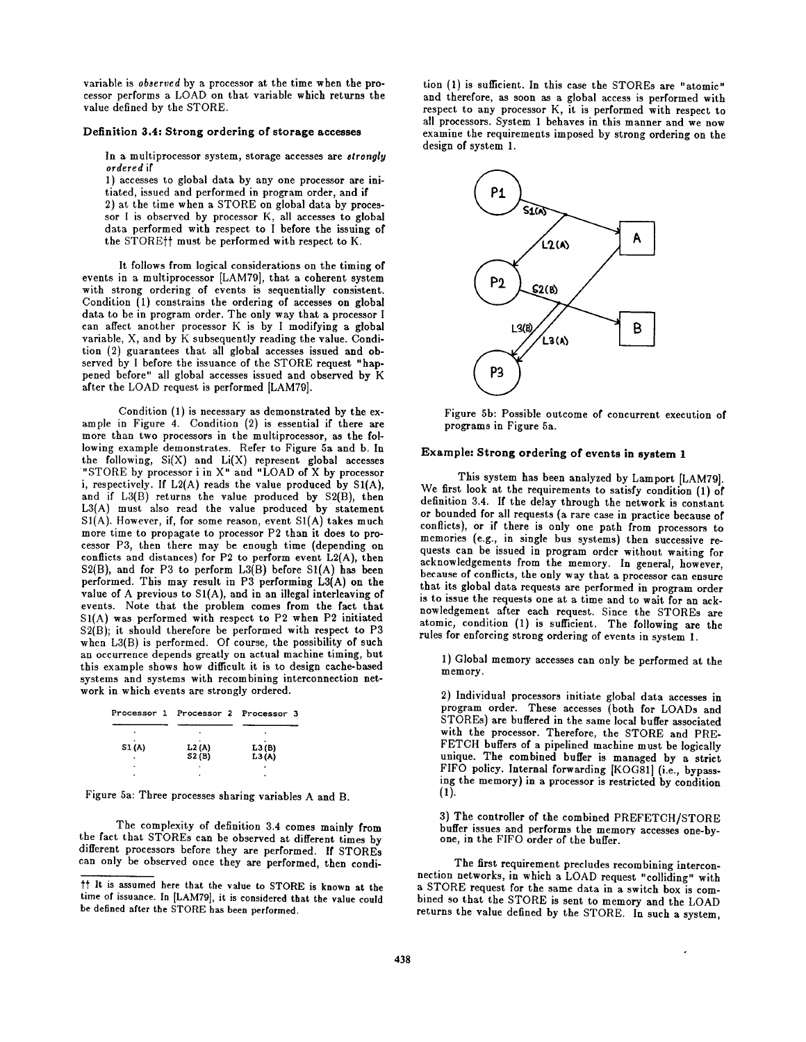variable is *observed* by a processor at the time when the processor performs a LOAD on that variable which returns the value defined by the STORE.

### Definition 3.4: Strong ordering of storage accesses

> In a multiprocessor system, storage accesses are *strongly ordered* if
> 1) accesses to global data by any one processor are initiated, issued and performed in program order, and if
> 2) at the time when a STORE on global data by processor I is observed by processor K, all accesses to global data performed with respect to I before the issuing of the STORE†† must be performed with respect to K.

It follows from logical considerations on the timing of events in a multiprocessor [LAM79], that a coherent system with strong ordering of events is sequentially consistent. Condition (1) constrains the ordering of accesses on global data to be in program order. The only way that a processor I can affect another processor K is by I modifying a global variable, X, and by K subsequently reading the value. Condition (2) guarantees that all global accesses issued and observed by I before the issuance of the STORE request "happened before" all global accesses issued and observed by K after the LOAD request is performed [LAM79].

Condition (1) is necessary as demonstrated by the example in Figure 4. Condition (2) is essential if there are more than two processors in the multiprocessor, as the following example demonstrates. Refer to Figure 5a and b. In the following, Si(X) and Li(X) represent global accesses "STORE by processor i in X" and "LOAD of X by processor i, respectively. If L2(A) reads the value produced by S1(A), and if L3(B) returns the value produced by S2(B), then L3(A) must also read the value produced by statement S1(A). However, if, for some reason, event S1(A) takes much more time to propagate to processor P2 than it does to processor P3, then there may be enough time (depending on conflicts and distances) for P2 to perform event L2(A), then S2(B), and for P3 to perform L3(B) before S1(A) has been performed. This may result in P3 performing L3(A) on the value of A previous to S1(A), and in an illegal interleaving of events. Note that the problem comes from the fact that S1(A) was performed with respect to P2 when P2 initiated S2(B); it should therefore be performed with respect to P3 when L3(B) is performed. Of course, the possibility of such an occurrence depends greatly on actual machine timing, but this example shows how difficult it is to design cache-based systems and systems with recombining interconnection network in which events are strongly ordered.

| Processor 1 | Processor 2 | Processor 3 |
|---|---|---|
| . | . | . |
| S1(A) | L2(A) | L3(B) |
| . | S2(B) | L3(A) |
| . | . | . |

Figure 5a: Three processes sharing variables A and B.

The complexity of definition 3.4 comes mainly from the fact that STOREs can be observed at different times by different processors before they are performed. If STOREs can only be observed once they are performed, then condition (1) is sufficient. In this case the STOREs are "atomic" and therefore, as soon as a global access is performed with respect to any processor K, it is performed with respect to all processors. System 1 behaves in this manner and we now examine the requirements imposed by strong ordering on the design of system 1.

Figure 5b: Possible outcome of concurrent execution of programs in Figure 5a.

### Example: Strong ordering of events in system 1

This system has been analyzed by Lamport [LAM79]. We first look at the requirements to satisfy condition (1) of definition 3.4. If the delay through the network is constant or bounded for all requests (a rare case in practice because of conflicts), or if there is only one path from processors to memories (e.g., in single bus systems) then successive requests can be issued in program order without waiting for acknowledgements from the memory. In general, however, because of conflicts, the only way that a processor can ensure that its global data requests are performed in program order is to issue the requests one at a time and to wait for an acknowledgement after each request. Since the STOREs are atomic, condition (1) is sufficient. The following are the rules for enforcing strong ordering of events in system 1.

1) Global memory accesses can only be performed at the memory.

2) Individual processors initiate global data accesses in program order. These accesses (both for LOADs and STOREs) are buffered in the same local buffer associated with the processor. Therefore, the STORE and PREFETCH buffers of a pipelined machine must be logically unique. The combined buffer is managed by a strict FIFO policy. Internal forwarding [KOG81] (i.e., bypassing the memory) in a processor is restricted by condition (1).

3) The controller of the combined PREFETCH/STORE buffer issues and performs the memory accesses one-by-one, in the FIFO order of the buffer.

The first requirement precludes recombining interconnection networks, in which a LOAD request "colliding" with a STORE request for the same data in a switch box is combined so that the STORE is sent to memory and the LOAD returns the value defined by the STORE. In such a system,

†† It is assumed here that the value to STORE is known at the time of issuance. In [LAM79], it is considered that the value could be defined after the STORE has been performed.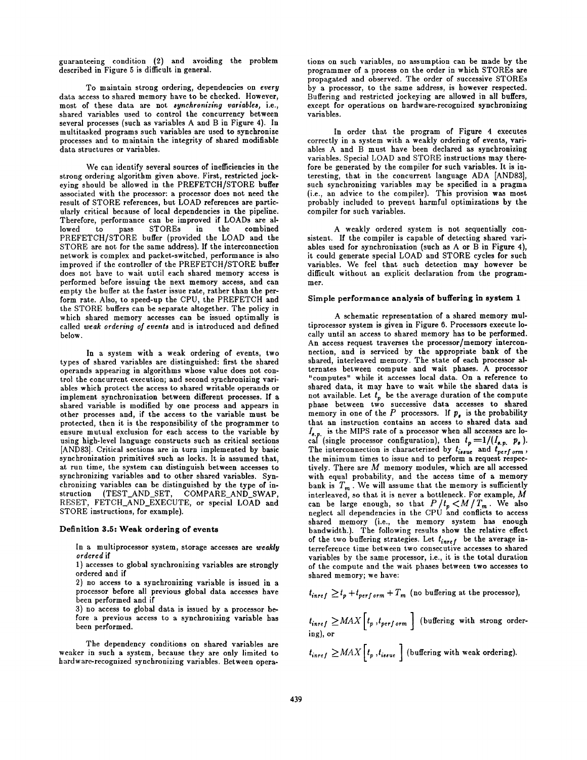guaranteeing condition (2) and avoiding the problem described in Figure 5 is difficult in general.

To maintain strong ordering, dependencies on *every* data access to shared memory have to be checked. However, most of these data are not *synchronizing variables*, i.e., shared variables used to control the concurrency between several processes (such as variables A and B in Figure 4). In multitasked programs such variables are used to synchronize processes and to maintain the integrity of shared modifiable data structures or variables.

We can identify several sources of inefficiencies in the strong ordering algorithm given above. First, restricted jockeying should be allowed in the PREFETCH/STORE buffer associated with the processor: a processor does not need the result of STORE references, but LOAD references are particularly critical because of local dependencies in the pipeline. Therefore, performance can be improved if LOADs are allowed to pass STOREs in the combined PREFETCH/STORE buffer (provided the LOAD and the STORE are not for the same address). If the interconnection network is complex and packet-switched, performance is also improved if the controller of the PREFETCH/STORE buffer does not have to wait until each shared memory access is performed before issuing the next memory access, and can empty the buffer at the faster issue rate, rather than the perform rate. Also, to speed-up the CPU, the PREFETCH and the STORE buffers can be separate altogether. The policy in which shared memory accesses can be issued optimally is called *weak ordering of events* and is introduced and defined below.

In a system with a weak ordering of events, two types of shared variables are distinguished: first the shared operands appearing in algorithms whose value does not control the concurrent execution; and second synchronizing variables which protect the access to shared writable operands or implement synchronization between different processes. If a shared variable is modified by one process and appears in other processes and, if the access to the variable must be protected, then it is the responsibility of the programmer to ensure mutual exclusion for each access to the variable by using high-level language constructs such as critical sections [AND83]. Critical sections are in turn implemented by basic synchronization primitives such as locks. It is assumed that, at run time, the system can distinguish between accesses to synchronizing variables and to other shared variables. Synchronizing variables can be distinguished by the type of instruction (TEST_AND_SET, COMPARE_AND_SWAP, RESET, FETCH_AND_EXECUTE, or special LOAD and STORE instructions, for example).

**Definition 3.5: Weak ordering of events**

In a multiprocessor system, storage accesses are *weakly ordered* if

1) accesses to global synchronizing variables are strongly ordered and if

2) no access to a synchronizing variable is issued in a processor before all previous global data accesses have been performed and if

3) no access to global data is issued by a processor before a previous access to a synchronizing variable has been performed.

The dependency conditions on shared variables are weaker in such a system, because they are only limited to hardware-recognized synchronizing variables. Between operations on such variables, no assumption can be made by the programmer of a process on the order in which STOREs are propagated and observed. The order of successive STOREs by a processor, to the same address, is however respected. Buffering and restricted jockeying are allowed in all buffers, except for operations on hardware-recognized synchronizing variables.

In order that the program of Figure 4 executes correctly in a system with a weakly ordering of events, variables A and B must have been declared as synchronizing variables. Special LOAD and STORE instructions may therefore be generated by the compiler for such variables. It is interesting, that in the concurrent language ADA [AND83], such synchronizing variables may be specified in a pragma (i.e., an advice to the compiler). This provision was most probably included to prevent harmful optimizations by the compiler for such variables.

A weakly ordered system is not sequentially consistent. If the compiler is capable of detecting shared variables used for synchronization (such as A or B in Figure 4), it could generate special LOAD and STORE cycles for such variables. We feel that such detection may however be difficult without an explicit declaration from the programmer.

### Simple performance analysis of buffering in system 1

A schematic representation of a shared memory multiprocessor system is given in Figure 6. Processors execute locally until an access to shared memory has to be performed. An access request traverses the processor/memory interconnection, and is serviced by the appropriate bank of the shared, interleaved memory. The state of each processor alternates between compute and wait phases. A processor "computes" while it accesses local data. On a reference to shared data, it may have to wait while the shared data is not available. Let $t_p$ be the average duration of the compute phase between two successive data accesses to shared memory in one of the $P$ processors. If $p_s$ is the probability that an instruction contains an access to shared data and $I_{s.p.}$ is the MIPS rate of a processor when all accesses are local (single processor configuration), then $t_p = 1/(I_{s.p.}\ p_s)$. The interconnection is characterized by $t_{issue}$ and $t_{perform}$, the minimum times to issue and to perform a request respectively. There are $M$ memory modules, which are all accessed with equal probability, and the access time of a memory bank is $T_m$. We will assume that the memory is sufficiently interleaved, so that it is never a bottleneck. For example, $M$ can be large enough, so that $P/t_p < M/T_m$. We also neglect all dependencies in the CPU and conflicts to access shared memory (i.e., the memory system has enough bandwidth.). The following results show the relative effect of the two buffering strategies. Let $t_{inref}$ be the average interreference time between two consecutive accesses to shared variables by the same processor, i.e., it is the total duration of the compute and the wait phases between two accesses to shared memory; we have:

$t_{inref} \geq t_p + t_{perform} + T_m$ (no buffering at the processor),

$t_{inref} \geq MAX\left[t_p, t_{perform}\right]$ (buffering with strong ordering), or

$t_{inref} \geq MAX\left[t_p, t_{issue}\right]$ (buffering with weak ordering).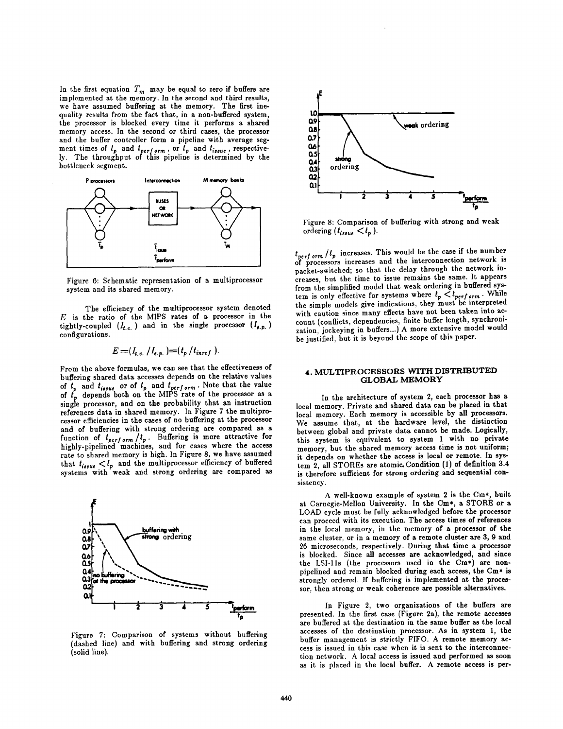In the first equation $T_m$ may be equal to zero if buffers are implemented at the memory. In the second and third results, we have assumed buffering at the memory. The first inequality results from the fact that, in a non-buffered system, the processor is blocked every time it performs a shared memory access. In the second or third cases, the processor and the buffer controller form a pipeline with average segment times of $t_p$ and $t_{perform}$, or $t_p$ and $t_{issue}$, respectively. The throughput of this pipeline is determined by the bottleneck segment.

Figure 6: Schematic representation of a multiprocessor system and its shared memory.

The efficiency of the multiprocessor system denoted $E$ is the ratio of the MIPS rates of a processor in the tightly-coupled ($I_{t.c.}$) and in the single processor ($I_{s.p.}$) configurations.

$$E = (I_{t.c.} / I_{s.p.}) = (t_p / t_{inref}).$$

From the above formulas, we can see that the effectiveness of buffering shared data accesses depends on the relative values of $t_p$ and $t_{issue}$ or of $t_p$ and $t_{perform}$. Note that the value of $t_p$ depends both on the MIPS rate of the processor as a single processor, and on the probability that an instruction references data in shared memory. In Figure 7 the multiprocessor efficiencies in the cases of no buffering at the processor and of buffering with strong ordering are compared as a function of $t_{perform}/t_p$. Buffering is more attractive for highly-pipelined machines, and for cases where the access rate to shared memory is high. In Figure 8, we have assumed that $t_{issue} < t_p$ and the multiprocessor efficiency of buffered systems with weak and strong ordering are compared as

Figure 7: Comparison of systems without buffering (dashed line) and with buffering and strong ordering (solid line).

Figure 8: Comparison of buffering with strong and weak ordering ($t_{issue} < t_p$).

$t_{perform}/t_p$ increases. This would be the case if the number of processors increases and the interconnection network is packet-switched; so that the delay through the network increases, but the time to issue remains the same. It appears from the simplified model that weak ordering in buffered system is only effective for systems where $t_p < t_{perform}$. While the simple models give indications, they must be interpreted with caution since many effects have not been taken into account (conflicts, dependencies, finite buffer length, synchronization, jockeying in buffers...) A more extensive model would be justified, but it is beyond the scope of this paper.

## 4. MULTIPROCESSORS WITH DISTRIBUTED GLOBAL MEMORY

In the architecture of system 2, each processor has a local memory. Private and shared data can be placed in that local memory. Each memory is accessible by all processors. We assume that, at the hardware level, the distinction between global and private data cannot be made. Logically, this system is equivalent to system 1 with no private memory, but the shared memory access time is not uniform; it depends on whether the access is local or remote. In system 2, all STOREs are atomic. Condition (1) of definition 3.4 is therefore sufficient for strong ordering and sequential consistency.

A well-known example of system 2 is the Cm*, built at Carnegie-Mellon University. In the Cm*, a STORE or a LOAD cycle must be fully acknowledged before the processor can proceed with its execution. The access times of references in the local memory, in the memory of a processor of the same cluster, or in a memory of a remote cluster are 3, 9 and 26 microseconds, respectively. During that time a processor is blocked. Since all accesses are acknowledged, and since the LSI-11s (the processors used in the Cm*) are non-pipelined and remain blocked during each access, the Cm* is strongly ordered. If buffering is implemented at the processor, then strong or weak coherence are possible alternatives.

In Figure 2, two organizations of the buffers are presented. In the first case (Figure 2a), the remote accesses are buffered at the destination in the same buffer as the local accesses of the destination processor. As in system 1, the buffer management is strictly FIFO. A remote memory access is issued in this case when it is sent to the interconnection network. A local access is issued and performed as soon as it is placed in the local buffer. A remote access is per-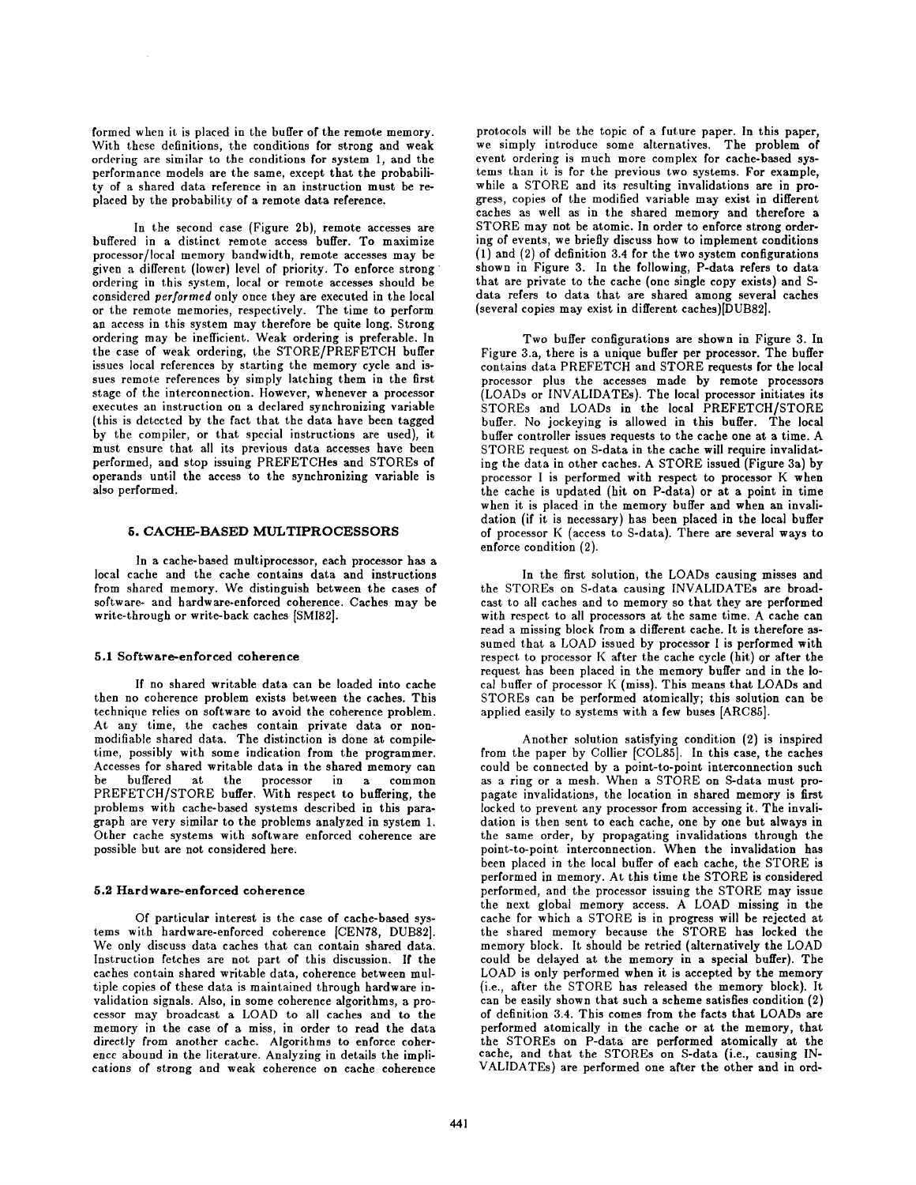formed when it is placed in the buffer of the remote memory. With these definitions, the conditions for strong and weak ordering are similar to the conditions for system 1, and the performance models are the same, except that the probability of a shared data reference in an instruction must be replaced by the probability of a remote data reference.

In the second case (Figure 2b), remote accesses are buffered in a distinct remote access buffer. To maximize processor/local memory bandwidth, remote accesses may be given a different (lower) level of priority. To enforce strong ordering in this system, local or remote accesses should be considered *performed* only once they are executed in the local or the remote memories, respectively. The time to perform an access in this system may therefore be quite long. Strong ordering may be inefficient. Weak ordering is preferable. In the case of weak ordering, the STORE/PREFETCH buffer issues local references by starting the memory cycle and issues remote references by simply latching them in the first stage of the interconnection. However, whenever a processor executes an instruction on a declared synchronizing variable (this is detected by the fact that the data have been tagged by the compiler, or that special instructions are used), it must ensure that all its previous data accesses have been performed, and stop issuing PREFETCHes and STOREs of operands until the access to the synchronizing variable is also performed.

## 5. CACHE-BASED MULTIPROCESSORS

In a cache-based multiprocessor, each processor has a local cache and the cache contains data and instructions from shared memory. We distinguish between the cases of software- and hardware-enforced coherence. Caches may be write-through or write-back caches [SMI82].

### 5.1 Software-enforced coherence

If no shared writable data can be loaded into cache then no coherence problem exists between the caches. This technique relies on software to avoid the coherence problem. At any time, the caches contain private data or non-modifiable shared data. The distinction is done at compile-time, possibly with some indication from the programmer. Accesses for shared writable data in the shared memory can be buffered at the processor in a common PREFETCH/STORE buffer. With respect to buffering, the problems with cache-based systems described in this paragraph are very similar to the problems analyzed in system 1. Other cache systems with software enforced coherence are possible but are not considered here.

### 5.2 Hardware-enforced coherence

Of particular interest is the case of cache-based systems with hardware-enforced coherence [CEN78, DUB82]. We only discuss data caches that can contain shared data. Instruction fetches are not part of this discussion. If the caches contain shared writable data, coherence between multiple copies of these data is maintained through hardware invalidation signals. Also, in some coherence algorithms, a processor may broadcast a LOAD to all caches and to the memory in the case of a miss, in order to read the data directly from another cache. Algorithms to enforce coherence abound in the literature. Analyzing in details the implications of strong and weak coherence on cache coherence protocols will be the topic of a future paper. In this paper, we simply introduce some alternatives. The problem of event ordering is much more complex for cache-based systems than it is for the previous two systems. For example, while a STORE and its resulting invalidations are in progress, copies of the modified variable may exist in different caches as well as in the shared memory and therefore a STORE may not be atomic. In order to enforce strong ordering of events, we briefly discuss how to implement conditions (1) and (2) of definition 3.4 for the two system configurations shown in Figure 3. In the following, P-data refers to data that are private to the cache (one single copy exists) and S-data refers to data that are shared among several caches (several copies may exist in different caches)[DUB82].

Two buffer configurations are shown in Figure 3. In Figure 3.a, there is a unique buffer per processor. The buffer contains data PREFETCH and STORE requests for the local processor plus the accesses made by remote processors (LOADs or INVALIDATEs). The local processor initiates its STOREs and LOADs in the local PREFETCH/STORE buffer. No jockeying is allowed in this buffer. The local buffer controller issues requests to the cache one at a time. A STORE request on S-data in the cache will require invalidating the data in other caches. A STORE issued (Figure 3a) by processor I is performed with respect to processor K when the cache is updated (hit on P-data) or at a point in time when it is placed in the memory buffer and when an invalidation (if it is necessary) has been placed in the local buffer of processor K (access to S-data). There are several ways to enforce condition (2).

In the first solution, the LOADs causing misses and the STOREs on S-data causing INVALIDATEs are broadcast to all caches and to memory so that they are performed with respect to all processors at the same time. A cache can read a missing block from a different cache. It is therefore assumed that a LOAD issued by processor I is performed with respect to processor K after the cache cycle (hit) or after the request has been placed in the memory buffer and in the local buffer of processor K (miss). This means that LOADs and STOREs can be performed atomically; this solution can be applied easily to systems with a few buses [ARC85].

Another solution satisfying condition (2) is inspired from the paper by Collier [COL85]. In this case, the caches could be connected by a point-to-point interconnection such as a ring or a mesh. When a STORE on S-data must propagate invalidations, the location in shared memory is first locked to prevent any processor from accessing it. The invalidation is then sent to each cache, one by one but always in the same order, by propagating invalidations through the point-to-point interconnection. When the invalidation has been placed in the local buffer of each cache, the STORE is performed in memory. At this time the STORE is considered performed, and the processor issuing the STORE may issue the next global memory access. A LOAD missing in the cache for which a STORE is in progress will be rejected at the shared memory because the STORE has locked the memory block. It should be retried (alternatively the LOAD could be delayed at the memory in a special buffer). The LOAD is only performed when it is accepted by the memory (i.e., after the STORE has released the memory block). It can be easily shown that such a scheme satisfies condition (2) of definition 3.4. This comes from the facts that LOADs are performed atomically in the cache or at the memory, that the STOREs on P-data are performed atomically at the cache, and that the STOREs on S-data (i.e., causing INVALIDATEs) are performed one after the other and in ord-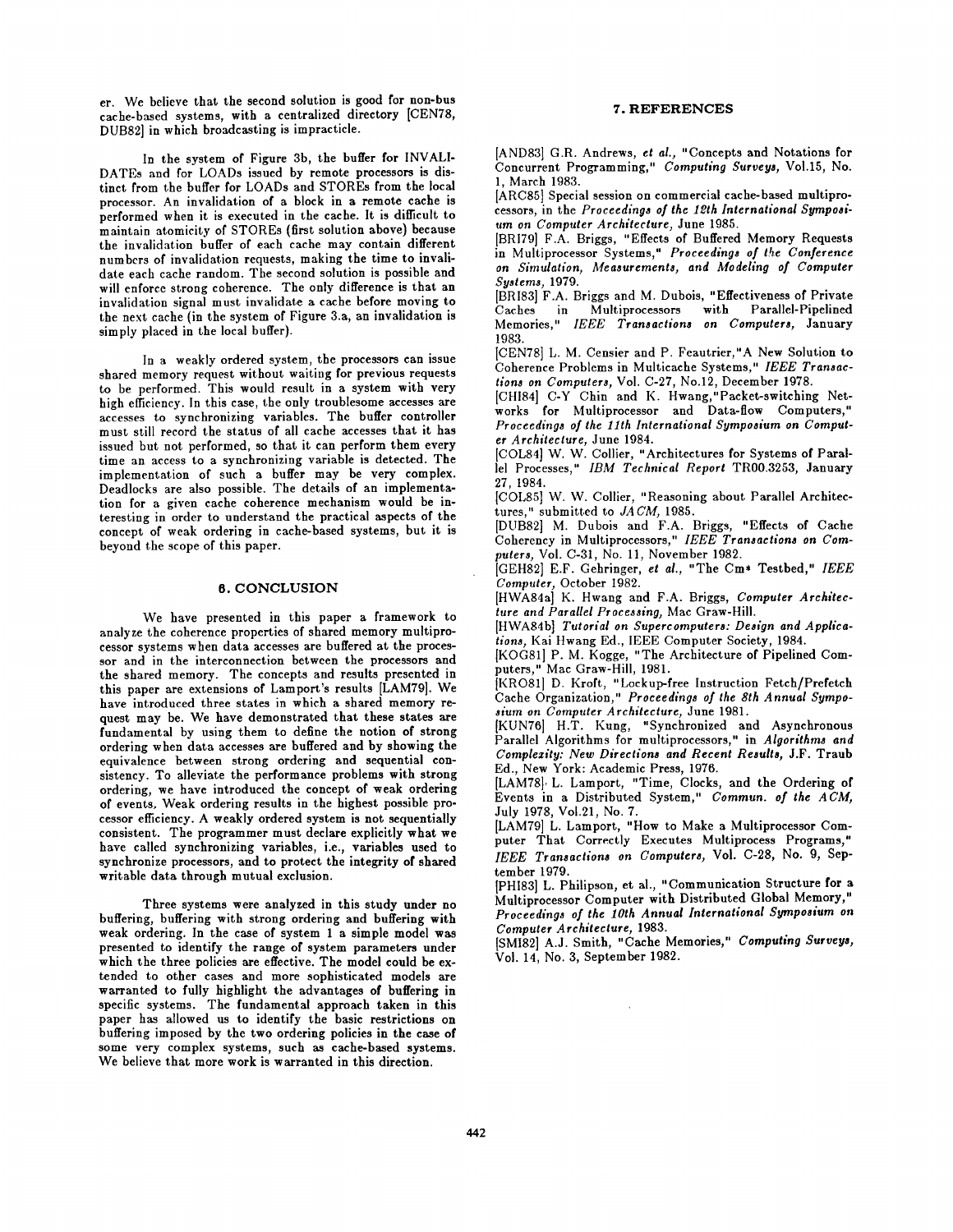er. We believe that the second solution is good for non-bus cache-based systems, with a centralized directory [CEN78, DUB82] in which broadcasting is impracticle.

In the system of Figure 3b, the buffer for INVALIDATEs and for LOADs issued by remote processors is distinct from the buffer for LOADs and STOREs from the local processor. An invalidation of a block in a remote cache is performed when it is executed in the cache. It is difficult to maintain atomicity of STOREs (first solution above) because the invalidation buffer of each cache may contain different numbers of invalidation requests, making the time to invalidate each cache random. The second solution is possible and will enforce strong coherence. The only difference is that an invalidation signal must invalidate a cache before moving to the next cache (in the system of Figure 3.a, an invalidation is simply placed in the local buffer).

In a weakly ordered system, the processors can issue shared memory request without waiting for previous requests to be performed. This would result in a system with very high efficiency. In this case, the only troublesome accesses are accesses to synchronizing variables. The buffer controller must still record the status of all cache accesses that it has issued but not performed, so that it can perform them every time an access to a synchronizing variable is detected. The implementation of such a buffer may be very complex. Deadlocks are also possible. The details of an implementation for a given cache coherence mechanism would be interesting in order to understand the practical aspects of the concept of weak ordering in cache-based systems, but it is beyond the scope of this paper.

## 6. CONCLUSION

We have presented in this paper a framework to analyze the coherence properties of shared memory multiprocessor systems when data accesses are buffered at the processor and in the interconnection between the processors and the shared memory. The concepts and results presented in this paper are extensions of Lamport's results [LAM79]. We have introduced three states in which a shared memory request may be. We have demonstrated that these states are fundamental by using them to define the notion of strong ordering when data accesses are buffered and by showing the equivalence between strong ordering and sequential consistency. To alleviate the performance problems with strong ordering, we have introduced the concept of weak ordering of events. Weak ordering results in the highest possible processor efficiency. A weakly ordered system is not sequentially consistent. The programmer must declare explicitly what we have called synchronizing variables, i.e., variables used to synchronize processors, and to protect the integrity of shared writable data through mutual exclusion.

Three systems were analyzed in this study under no buffering, buffering with strong ordering and buffering with weak ordering. In the case of system 1 a simple model was presented to identify the range of system parameters under which the three policies are effective. The model could be extended to other cases and more sophisticated models are warranted to fully highlight the advantages of buffering in specific systems. The fundamental approach taken in this paper has allowed us to identify the basic restrictions on buffering imposed by the two ordering policies in the case of some very complex systems, such as cache-based systems. We believe that more work is warranted in this direction.

## 7. REFERENCES

[AND83] G.R. Andrews, *et al.*, "Concepts and Notations for Concurrent Programming," *Computing Surveys*, Vol.15, No. 1, March 1983.

[ARC85] Special session on commercial cache-based multiprocessors, in the *Proceedings of the 12th International Symposium on Computer Architecture*, June 1985.

[BRI79] F.A. Briggs, "Effects of Buffered Memory Requests in Multiprocessor Systems," *Proceedings of the Conference on Simulation, Measurements, and Modeling of Computer Systems*, 1979.

[BRI83] F.A. Briggs and M. Dubois, "Effectiveness of Private Caches in Multiprocessors with Parallel-Pipelined Memories," *IEEE Transactions on Computers*, January 1983.

[CEN78] L. M. Censier and P. Feautrier, "A New Solution to Coherence Problems in Multicache Systems," *IEEE Transactions on Computers*, Vol. C-27, No.12, December 1978.

[CHI84] C-Y Chin and K. Hwang, "Packet-switching Networks for Multiprocessor and Data-flow Computers," *Proceedings of the 11th International Symposium on Computer Architecture*, June 1984.

[COL84] W. W. Collier, "Architectures for Systems of Parallel Processes," *IBM Technical Report* TR00.3253, January 27, 1984.

[COL85] W. W. Collier, "Reasoning about Parallel Architectures," submitted to *JACM*, 1985.

[DUB82] M. Dubois and F.A. Briggs, "Effects of Cache Coherency in Multiprocessors," *IEEE Transactions on Computers*, Vol. C-31, No. 11, November 1982.

[GEH82] E.F. Gehringer, *et al.*, "The Cm* Testbed," *IEEE Computer*, October 1982.

[HWA84a] K. Hwang and F.A. Briggs, *Computer Architecture and Parallel Processing*, Mac Graw-Hill.

[HWA84b] *Tutorial on Supercomputers: Design and Applications*, Kai Hwang Ed., IEEE Computer Society, 1984.

[KOG81] P. M. Kogge, "The Architecture of Pipelined Computers," Mac Graw-Hill, 1981.

[KRO81] D. Kroft, "Lockup-free Instruction Fetch/Prefetch Cache Organization," *Proceedings of the 8th Annual Symposium on Computer Architecture*, June 1981.

[KUN76] H.T. Kung, "Synchronized and Asynchronous Parallel Algorithms for multiprocessors," in *Algorithms and Complexity: New Directions and Recent Results*, J.F. Traub Ed., New York: Academic Press, 1976.

[LAM78] L. Lamport, "Time, Clocks, and the Ordering of Events in a Distributed System," *Commun. of the ACM*, July 1978, Vol.21, No. 7.

[LAM79] L. Lamport, "How to Make a Multiprocessor Computer That Correctly Executes Multiprocess Programs," *IEEE Transactions on Computers*, Vol. C-28, No. 9, September 1979.

[PHI83] L. Philipson, et al., "Communication Structure for a Multiprocessor Computer with Distributed Global Memory," *Proceedings of the 10th Annual International Symposium on Computer Architecture*, 1983.

[SMI82] A.J. Smith, "Cache Memories," *Computing Surveys*, Vol. 14, No. 3, September 1982.